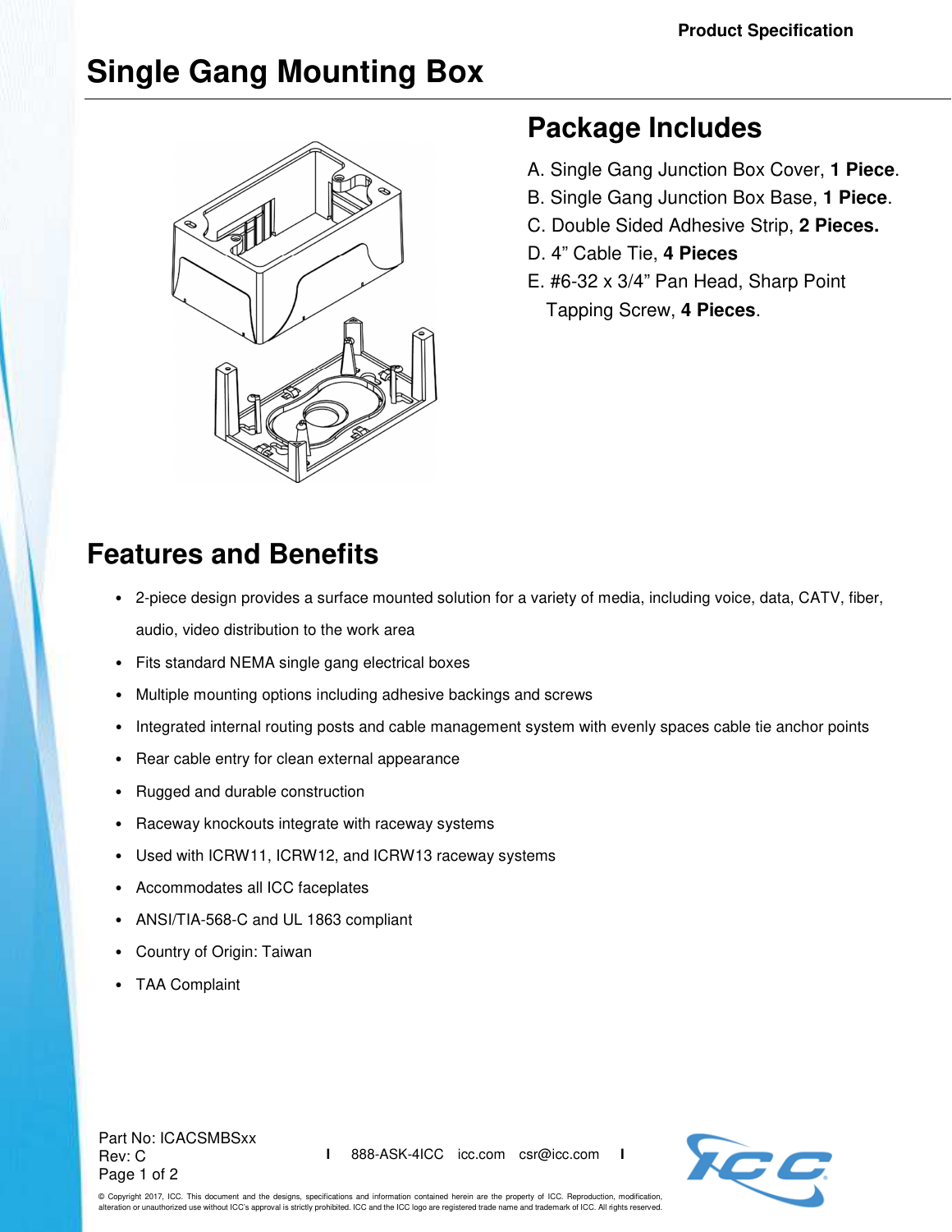Product Specification

# Single Gang Mounting Box

## Package Includes

A. Single Gang Junction Box Cover, **1 Piece**.
B. Single Gang Junction Box Base, **1 Piece**.
C. Double Sided Adhesive Strip, **2 Pieces.**
D. 4" Cable Tie, **4 Pieces**
E. #6-32 x 3/4" Pan Head, Sharp Point Tapping Screw, **4 Pieces**.

## Features and Benefits

- 2-piece design provides a surface mounted solution for a variety of media, including voice, data, CATV, fiber, audio, video distribution to the work area
- Fits standard NEMA single gang electrical boxes
- Multiple mounting options including adhesive backings and screws
- Integrated internal routing posts and cable management system with evenly spaces cable tie anchor points
- Rear cable entry for clean external appearance
- Rugged and durable construction
- Raceway knockouts integrate with raceway systems
- Used with ICRW11, ICRW12, and ICRW13 raceway systems
- Accommodates all ICC faceplates
- ANSI/TIA-568-C and UL 1863 compliant
- Country of Origin: Taiwan
- TAA Complaint

Part No: ICACSMBSxx
Rev: C

888-ASK-4ICC icc.com csr@icc.com

© Copyright 2017, ICC. This document and the designs, specifications and information contained herein are the property of ICC. Reproduction, modification, alteration or unauthorized use without ICC's approval is strictly prohibited. ICC and the ICC logo are registered trade name and trademark of ICC. All rights reserved.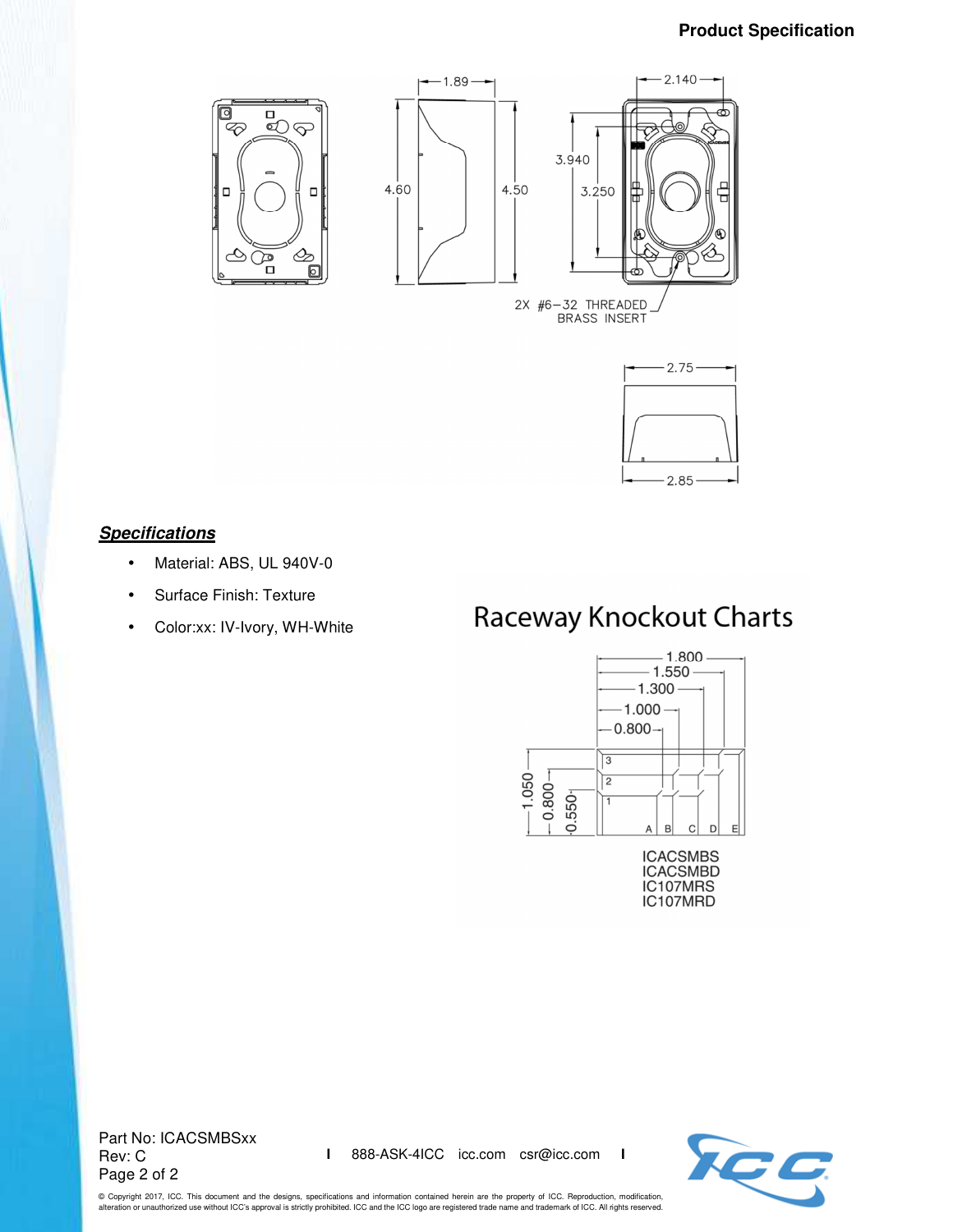Product Specification

1.89
4.60
4.50
2.140
3.940
3.250
2X #6–32 THREADED BRASS INSERT
2.75
2.85

## *Specifications*

- Material: ABS, UL 940V-0
- Surface Finish: Texture
- Color:xx: IV-Ivory, WH-White

## Raceway Knockout Charts

1.800
1.550
1.300
1.000
0.800
1.050
0.800
0.550
3
2
1
A B C D E

ICACSMBS
ICACSMBD
IC107MRS
IC107MRD

Part No: ICACSMBSxx
Rev: C

888-ASK-4ICC icc.com csr@icc.com

© Copyright 2017, ICC. This document and the designs, specifications and information contained herein are the property of ICC. Reproduction, modification, alteration or unauthorized use without ICC's approval is strictly prohibited. ICC and the ICC logo are registered trade name and trademark of ICC. All rights reserved.